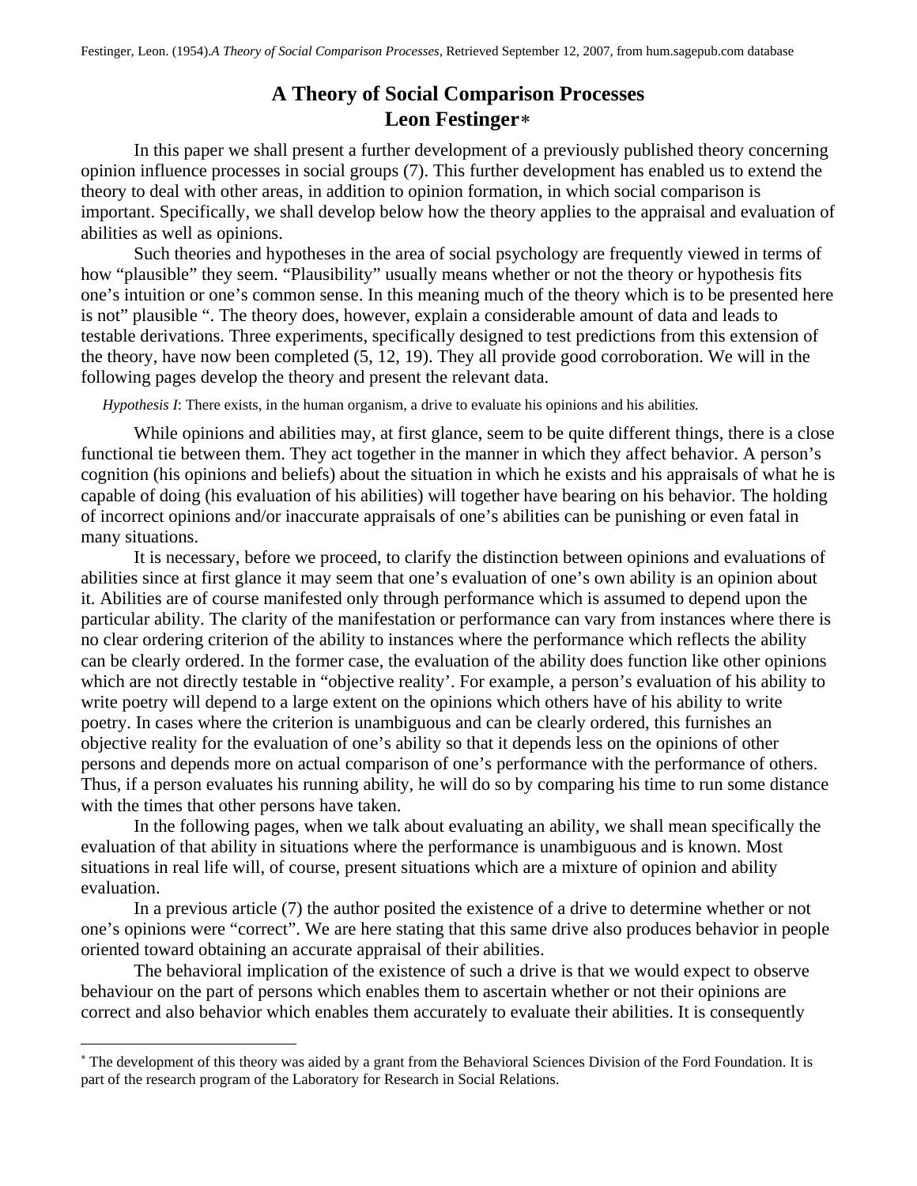Festinger, Leon. (1954).*A Theory of Social Comparison Processes*, Retrieved September 12, 2007, from hum.sagepub.com database

# A Theory of Social Comparison Processes

## Leon Festinger*

In this paper we shall present a further development of a previously published theory concerning opinion influence processes in social groups (7). This further development has enabled us to extend the theory to deal with other areas, in addition to opinion formation, in which social comparison is important. Specifically, we shall develop below how the theory applies to the appraisal and evaluation of abilities as well as opinions.

Such theories and hypotheses in the area of social psychology are frequently viewed in terms of how "plausible" they seem. "Plausibility" usually means whether or not the theory or hypothesis fits one's intuition or one's common sense. In this meaning much of the theory which is to be presented here is not" plausible ". The theory does, however, explain a considerable amount of data and leads to testable derivations. Three experiments, specifically designed to test predictions from this extension of the theory, have now been completed (5, 12, 19). They all provide good corroboration. We will in the following pages develop the theory and present the relevant data.

*Hypothesis I*: There exists, in the human organism, a drive to evaluate his opinions and his abilities*.*

While opinions and abilities may, at first glance, seem to be quite different things, there is a close functional tie between them. They act together in the manner in which they affect behavior. A person's cognition (his opinions and beliefs) about the situation in which he exists and his appraisals of what he is capable of doing (his evaluation of his abilities) will together have bearing on his behavior. The holding of incorrect opinions and/or inaccurate appraisals of one's abilities can be punishing or even fatal in many situations.

It is necessary, before we proceed, to clarify the distinction between opinions and evaluations of abilities since at first glance it may seem that one's evaluation of one's own ability is an opinion about it. Abilities are of course manifested only through performance which is assumed to depend upon the particular ability. The clarity of the manifestation or performance can vary from instances where there is no clear ordering criterion of the ability to instances where the performance which reflects the ability can be clearly ordered. In the former case, the evaluation of the ability does function like other opinions which are not directly testable in "objective reality'. For example, a person's evaluation of his ability to write poetry will depend to a large extent on the opinions which others have of his ability to write poetry. In cases where the criterion is unambiguous and can be clearly ordered, this furnishes an objective reality for the evaluation of one's ability so that it depends less on the opinions of other persons and depends more on actual comparison of one's performance with the performance of others. Thus, if a person evaluates his running ability, he will do so by comparing his time to run some distance with the times that other persons have taken.

In the following pages, when we talk about evaluating an ability, we shall mean specifically the evaluation of that ability in situations where the performance is unambiguous and is known. Most situations in real life will, of course, present situations which are a mixture of opinion and ability evaluation.

In a previous article (7) the author posited the existence of a drive to determine whether or not one's opinions were "correct". We are here stating that this same drive also produces behavior in people oriented toward obtaining an accurate appraisal of their abilities.

The behavioral implication of the existence of such a drive is that we would expect to observe behaviour on the part of persons which enables them to ascertain whether or not their opinions are correct and also behavior which enables them accurately to evaluate their abilities. It is consequently

* The development of this theory was aided by a grant from the Behavioral Sciences Division of the Ford Foundation. It is part of the research program of the Laboratory for Research in Social Relations.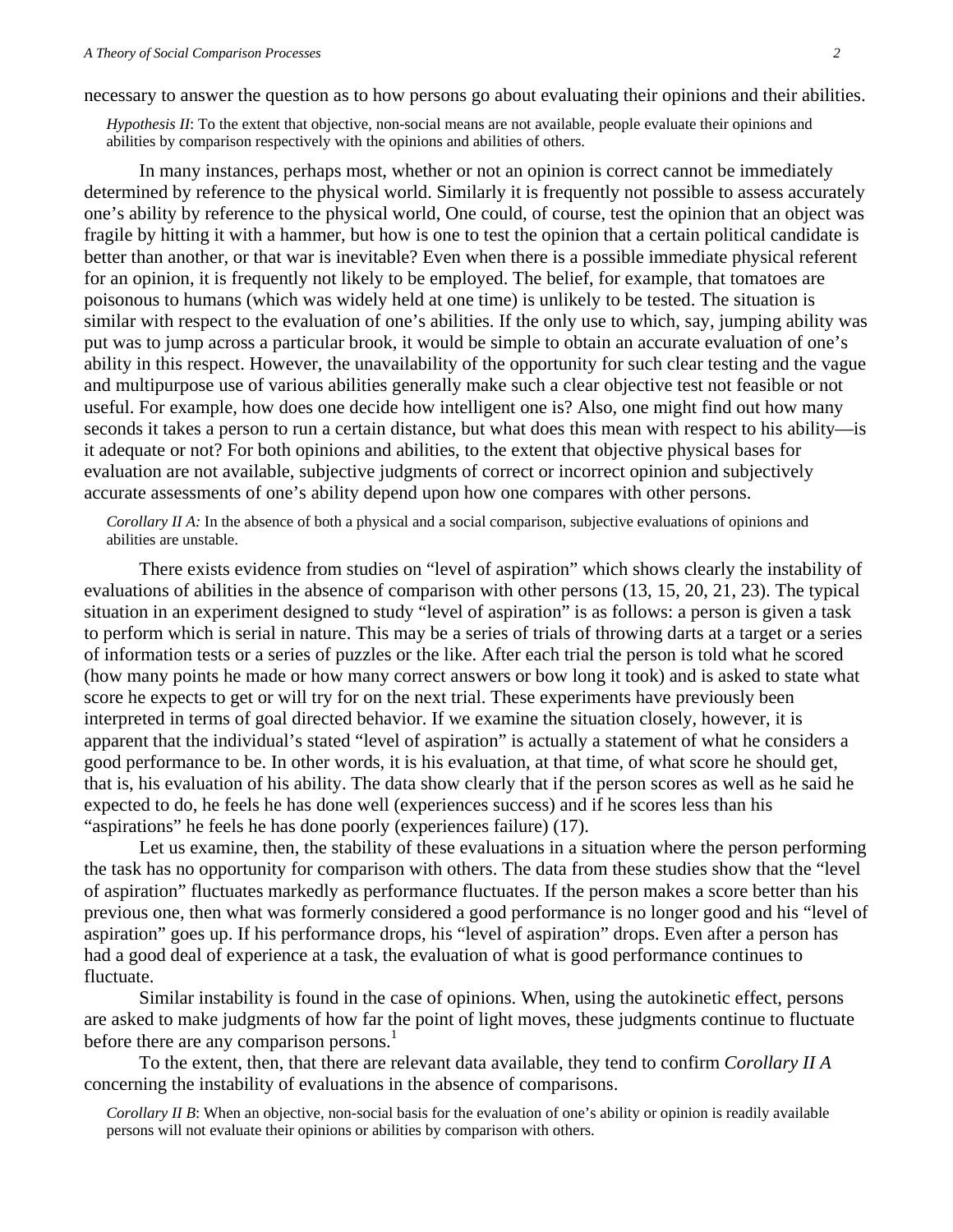necessary to answer the question as to how persons go about evaluating their opinions and their abilities.

> *Hypothesis II*: To the extent that objective, non-social means are not available, people evaluate their opinions and abilities by comparison respectively with the opinions and abilities of others.

In many instances, perhaps most, whether or not an opinion is correct cannot be immediately determined by reference to the physical world. Similarly it is frequently not possible to assess accurately one's ability by reference to the physical world, One could, of course, test the opinion that an object was fragile by hitting it with a hammer, but how is one to test the opinion that a certain political candidate is better than another, or that war is inevitable? Even when there is a possible immediate physical referent for an opinion, it is frequently not likely to be employed. The belief, for example, that tomatoes are poisonous to humans (which was widely held at one time) is unlikely to be tested. The situation is similar with respect to the evaluation of one's abilities. If the only use to which, say, jumping ability was put was to jump across a particular brook, it would be simple to obtain an accurate evaluation of one's ability in this respect. However, the unavailability of the opportunity for such clear testing and the vague and multipurpose use of various abilities generally make such a clear objective test not feasible or not useful. For example, how does one decide how intelligent one is? Also, one might find out how many seconds it takes a person to run a certain distance, but what does this mean with respect to his ability—is it adequate or not? For both opinions and abilities, to the extent that objective physical bases for evaluation are not available, subjective judgments of correct or incorrect opinion and subjectively accurate assessments of one's ability depend upon how one compares with other persons.

> *Corollary II A:* In the absence of both a physical and a social comparison, subjective evaluations of opinions and abilities are unstable.

There exists evidence from studies on "level of aspiration" which shows clearly the instability of evaluations of abilities in the absence of comparison with other persons (13, 15, 20, 21, 23). The typical situation in an experiment designed to study "level of aspiration" is as follows: a person is given a task to perform which is serial in nature. This may be a series of trials of throwing darts at a target or a series of information tests or a series of puzzles or the like. After each trial the person is told what he scored (how many points he made or how many correct answers or bow long it took) and is asked to state what score he expects to get or will try for on the next trial. These experiments have previously been interpreted in terms of goal directed behavior. If we examine the situation closely, however, it is apparent that the individual's stated "level of aspiration" is actually a statement of what he considers a good performance to be. In other words, it is his evaluation, at that time, of what score he should get, that is, his evaluation of his ability. The data show clearly that if the person scores as well as he said he expected to do, he feels he has done well (experiences success) and if he scores less than his "aspirations" he feels he has done poorly (experiences failure) (17).

Let us examine, then, the stability of these evaluations in a situation where the person performing the task has no opportunity for comparison with others. The data from these studies show that the "level of aspiration" fluctuates markedly as performance fluctuates. If the person makes a score better than his previous one, then what was formerly considered a good performance is no longer good and his "level of aspiration" goes up. If his performance drops, his "level of aspiration" drops. Even after a person has had a good deal of experience at a task, the evaluation of what is good performance continues to fluctuate.

Similar instability is found in the case of opinions. When, using the autokinetic effect, persons are asked to make judgments of how far the point of light moves, these judgments continue to fluctuate before there are any comparison persons.[1]

To the extent, then, that there are relevant data available, they tend to confirm *Corollary II A* concerning the instability of evaluations in the absence of comparisons.

> *Corollary II B*: When an objective, non-social basis for the evaluation of one's ability or opinion is readily available persons will not evaluate their opinions or abilities by comparison with others.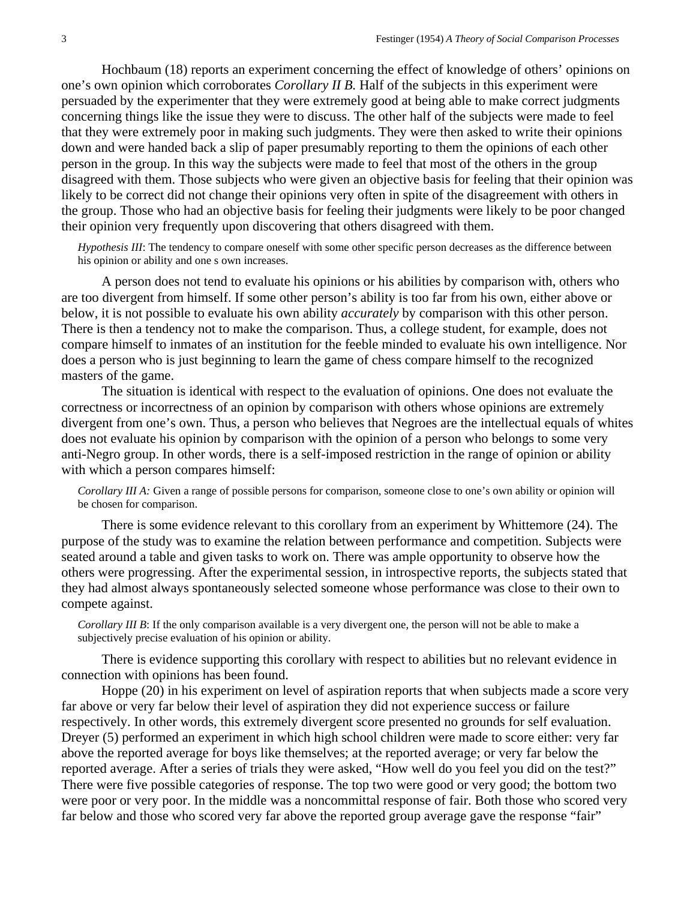Hochbaum (18) reports an experiment concerning the effect of knowledge of others' opinions on one's own opinion which corroborates *Corollary II B.* Half of the subjects in this experiment were persuaded by the experimenter that they were extremely good at being able to make correct judgments concerning things like the issue they were to discuss. The other half of the subjects were made to feel that they were extremely poor in making such judgments. They were then asked to write their opinions down and were handed back a slip of paper presumably reporting to them the opinions of each other person in the group. In this way the subjects were made to feel that most of the others in the group disagreed with them. Those subjects who were given an objective basis for feeling that their opinion was likely to be correct did not change their opinions very often in spite of the disagreement with others in the group. Those who had an objective basis for feeling their judgments were likely to be poor changed their opinion very frequently upon discovering that others disagreed with them.

*Hypothesis III*: The tendency to compare oneself with some other specific person decreases as the difference between his opinion or ability and one s own increases.

A person does not tend to evaluate his opinions or his abilities by comparison with, others who are too divergent from himself. If some other person's ability is too far from his own, either above or below, it is not possible to evaluate his own ability *accurately* by comparison with this other person. There is then a tendency not to make the comparison. Thus, a college student, for example, does not compare himself to inmates of an institution for the feeble minded to evaluate his own intelligence. Nor does a person who is just beginning to learn the game of chess compare himself to the recognized masters of the game.

The situation is identical with respect to the evaluation of opinions. One does not evaluate the correctness or incorrectness of an opinion by comparison with others whose opinions are extremely divergent from one's own. Thus, a person who believes that Negroes are the intellectual equals of whites does not evaluate his opinion by comparison with the opinion of a person who belongs to some very anti-Negro group. In other words, there is a self-imposed restriction in the range of opinion or ability with which a person compares himself:

*Corollary III A:* Given a range of possible persons for comparison, someone close to one's own ability or opinion will be chosen for comparison.

There is some evidence relevant to this corollary from an experiment by Whittemore (24). The purpose of the study was to examine the relation between performance and competition. Subjects were seated around a table and given tasks to work on. There was ample opportunity to observe how the others were progressing. After the experimental session, in introspective reports, the subjects stated that they had almost always spontaneously selected someone whose performance was close to their own to compete against.

*Corollary III B*: If the only comparison available is a very divergent one, the person will not be able to make a subjectively precise evaluation of his opinion or ability.

There is evidence supporting this corollary with respect to abilities but no relevant evidence in connection with opinions has been found.

Hoppe (20) in his experiment on level of aspiration reports that when subjects made a score very far above or very far below their level of aspiration they did not experience success or failure respectively. In other words, this extremely divergent score presented no grounds for self evaluation. Dreyer (5) performed an experiment in which high school children were made to score either: very far above the reported average for boys like themselves; at the reported average; or very far below the reported average. After a series of trials they were asked, "How well do you feel you did on the test?" There were five possible categories of response. The top two were good or very good; the bottom two were poor or very poor. In the middle was a noncommittal response of fair. Both those who scored very far below and those who scored very far above the reported group average gave the response "fair"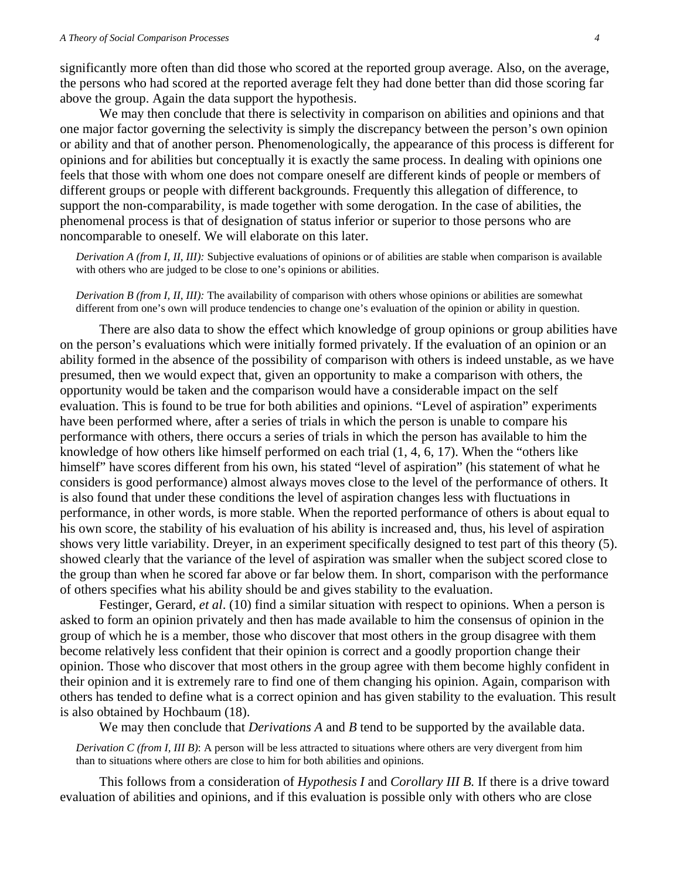significantly more often than did those who scored at the reported group average. Also, on the average, the persons who had scored at the reported average felt they had done better than did those scoring far above the group. Again the data support the hypothesis.

We may then conclude that there is selectivity in comparison on abilities and opinions and that one major factor governing the selectivity is simply the discrepancy between the person's own opinion or ability and that of another person. Phenomenologically, the appearance of this process is different for opinions and for abilities but conceptually it is exactly the same process. In dealing with opinions one feels that those with whom one does not compare oneself are different kinds of people or members of different groups or people with different backgrounds. Frequently this allegation of difference, to support the non-comparability, is made together with some derogation. In the case of abilities, the phenomenal process is that of designation of status inferior or superior to those persons who are noncomparable to oneself. We will elaborate on this later.

*Derivation A (from I, II, III):* Subjective evaluations of opinions or of abilities are stable when comparison is available with others who are judged to be close to one's opinions or abilities.

*Derivation B (from I, II, III):* The availability of comparison with others whose opinions or abilities are somewhat different from one's own will produce tendencies to change one's evaluation of the opinion or ability in question.

There are also data to show the effect which knowledge of group opinions or group abilities have on the person's evaluations which were initially formed privately. If the evaluation of an opinion or an ability formed in the absence of the possibility of comparison with others is indeed unstable, as we have presumed, then we would expect that, given an opportunity to make a comparison with others, the opportunity would be taken and the comparison would have a considerable impact on the self evaluation. This is found to be true for both abilities and opinions. "Level of aspiration" experiments have been performed where, after a series of trials in which the person is unable to compare his performance with others, there occurs a series of trials in which the person has available to him the knowledge of how others like himself performed on each trial (1, 4, 6, 17). When the "others like himself" have scores different from his own, his stated "level of aspiration" (his statement of what he considers is good performance) almost always moves close to the level of the performance of others. It is also found that under these conditions the level of aspiration changes less with fluctuations in performance, in other words, is more stable. When the reported performance of others is about equal to his own score, the stability of his evaluation of his ability is increased and, thus, his level of aspiration shows very little variability. Dreyer, in an experiment specifically designed to test part of this theory (5). showed clearly that the variance of the level of aspiration was smaller when the subject scored close to the group than when he scored far above or far below them. In short, comparison with the performance of others specifies what his ability should be and gives stability to the evaluation.

Festinger, Gerard, *et al*. (10) find a similar situation with respect to opinions. When a person is asked to form an opinion privately and then has made available to him the consensus of opinion in the group of which he is a member, those who discover that most others in the group disagree with them become relatively less confident that their opinion is correct and a goodly proportion change their opinion. Those who discover that most others in the group agree with them become highly confident in their opinion and it is extremely rare to find one of them changing his opinion. Again, comparison with others has tended to define what is a correct opinion and has given stability to the evaluation. This result is also obtained by Hochbaum (18).

We may then conclude that *Derivations A* and *B* tend to be supported by the available data.

*Derivation C (from I, III B)*: A person will be less attracted to situations where others are very divergent from him than to situations where others are close to him for both abilities and opinions.

This follows from a consideration of *Hypothesis I* and *Corollary III B.* If there is a drive toward evaluation of abilities and opinions, and if this evaluation is possible only with others who are close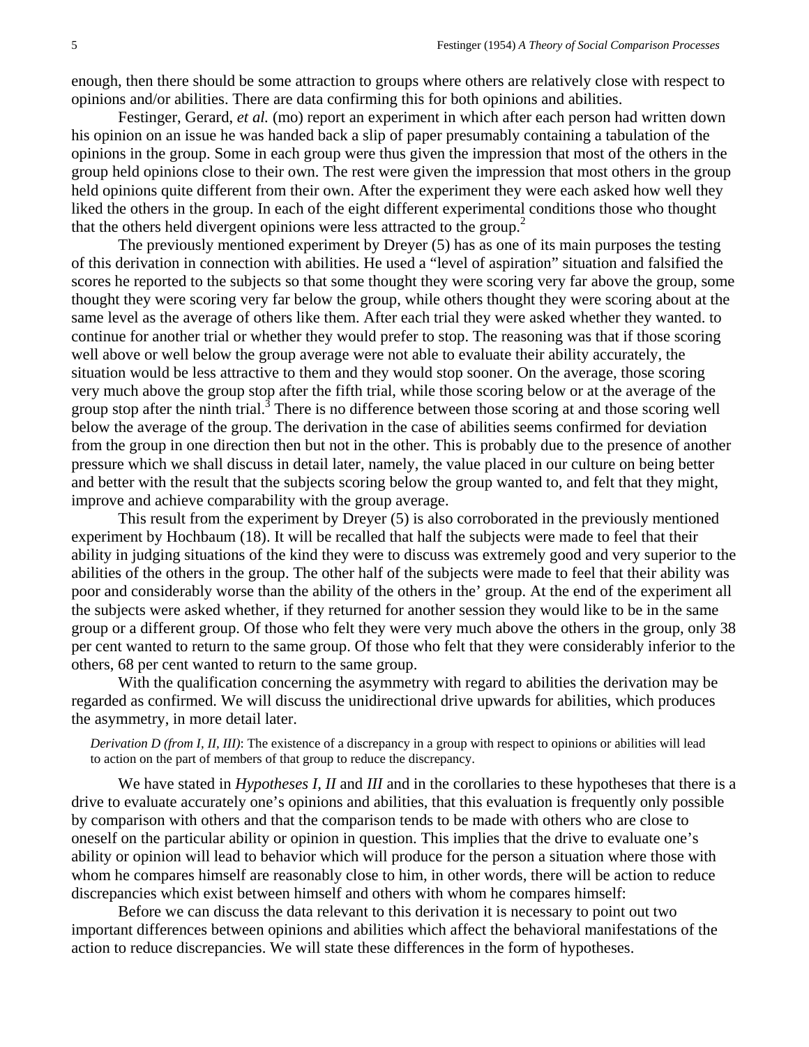enough, then there should be some attraction to groups where others are relatively close with respect to opinions and/or abilities. There are data confirming this for both opinions and abilities.

Festinger, Gerard, *et al.* (mo) report an experiment in which after each person had written down his opinion on an issue he was handed back a slip of paper presumably containing a tabulation of the opinions in the group. Some in each group were thus given the impression that most of the others in the group held opinions close to their own. The rest were given the impression that most others in the group held opinions quite different from their own. After the experiment they were each asked how well they liked the others in the group. In each of the eight different experimental conditions those who thought that the others held divergent opinions were less attracted to the group.[2]

The previously mentioned experiment by Dreyer (5) has as one of its main purposes the testing of this derivation in connection with abilities. He used a "level of aspiration" situation and falsified the scores he reported to the subjects so that some thought they were scoring very far above the group, some thought they were scoring very far below the group, while others thought they were scoring about at the same level as the average of others like them. After each trial they were asked whether they wanted. to continue for another trial or whether they would prefer to stop. The reasoning was that if those scoring well above or well below the group average were not able to evaluate their ability accurately, the situation would be less attractive to them and they would stop sooner. On the average, those scoring very much above the group stop after the fifth trial, while those scoring below or at the average of the group stop after the ninth trial.[3] There is no difference between those scoring at and those scoring well below the average of the group. The derivation in the case of abilities seems confirmed for deviation from the group in one direction then but not in the other. This is probably due to the presence of another pressure which we shall discuss in detail later, namely, the value placed in our culture on being better and better with the result that the subjects scoring below the group wanted to, and felt that they might, improve and achieve comparability with the group average.

This result from the experiment by Dreyer (5) is also corroborated in the previously mentioned experiment by Hochbaum (18). It will be recalled that half the subjects were made to feel that their ability in judging situations of the kind they were to discuss was extremely good and very superior to the abilities of the others in the group. The other half of the subjects were made to feel that their ability was poor and considerably worse than the ability of the others in the' group. At the end of the experiment all the subjects were asked whether, if they returned for another session they would like to be in the same group or a different group. Of those who felt they were very much above the others in the group, only 38 per cent wanted to return to the same group. Of those who felt that they were considerably inferior to the others, 68 per cent wanted to return to the same group.

With the qualification concerning the asymmetry with regard to abilities the derivation may be regarded as confirmed. We will discuss the unidirectional drive upwards for abilities, which produces the asymmetry, in more detail later.

*Derivation D (from I, II, III)*: The existence of a discrepancy in a group with respect to opinions or abilities will lead to action on the part of members of that group to reduce the discrepancy.

We have stated in *Hypotheses I, II* and *III* and in the corollaries to these hypotheses that there is a drive to evaluate accurately one's opinions and abilities, that this evaluation is frequently only possible by comparison with others and that the comparison tends to be made with others who are close to oneself on the particular ability or opinion in question. This implies that the drive to evaluate one's ability or opinion will lead to behavior which will produce for the person a situation where those with whom he compares himself are reasonably close to him, in other words, there will be action to reduce discrepancies which exist between himself and others with whom he compares himself:

Before we can discuss the data relevant to this derivation it is necessary to point out two important differences between opinions and abilities which affect the behavioral manifestations of the action to reduce discrepancies. We will state these differences in the form of hypotheses.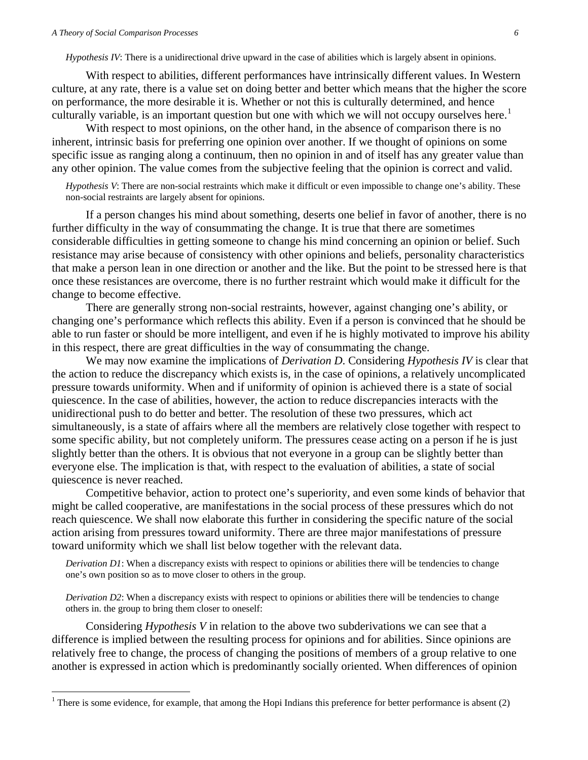*Hypothesis IV*: There is a unidirectional drive upward in the case of abilities which is largely absent in opinions.

With respect to abilities, different performances have intrinsically different values. In Western culture, at any rate, there is a value set on doing better and better which means that the higher the score on performance, the more desirable it is. Whether or not this is culturally determined, and hence culturally variable, is an important question but one with which we will not occupy ourselves here.[1]

With respect to most opinions, on the other hand, in the absence of comparison there is no inherent, intrinsic basis for preferring one opinion over another. If we thought of opinions on some specific issue as ranging along a continuum, then no opinion in and of itself has any greater value than any other opinion. The value comes from the subjective feeling that the opinion is correct and valid.

*Hypothesis V*: There are non-social restraints which make it difficult or even impossible to change one's ability. These non-social restraints are largely absent for opinions.

If a person changes his mind about something, deserts one belief in favor of another, there is no further difficulty in the way of consummating the change. It is true that there are sometimes considerable difficulties in getting someone to change his mind concerning an opinion or belief. Such resistance may arise because of consistency with other opinions and beliefs, personality characteristics that make a person lean in one direction or another and the like. But the point to be stressed here is that once these resistances are overcome, there is no further restraint which would make it difficult for the change to become effective.

There are generally strong non-social restraints, however, against changing one's ability, or changing one's performance which reflects this ability. Even if a person is convinced that he should be able to run faster or should be more intelligent, and even if he is highly motivated to improve his ability in this respect, there are great difficulties in the way of consummating the change.

We may now examine the implications of *Derivation D*. Considering *Hypothesis IV* is clear that the action to reduce the discrepancy which exists is, in the case of opinions, a relatively uncomplicated pressure towards uniformity. When and if uniformity of opinion is achieved there is a state of social quiescence. In the case of abilities, however, the action to reduce discrepancies interacts with the unidirectional push to do better and better. The resolution of these two pressures, which act simultaneously, is a state of affairs where all the members are relatively close together with respect to some specific ability, but not completely uniform. The pressures cease acting on a person if he is just slightly better than the others. It is obvious that not everyone in a group can be slightly better than everyone else. The implication is that, with respect to the evaluation of abilities, a state of social quiescence is never reached.

Competitive behavior, action to protect one's superiority, and even some kinds of behavior that might be called cooperative, are manifestations in the social process of these pressures which do not reach quiescence. We shall now elaborate this further in considering the specific nature of the social action arising from pressures toward uniformity. There are three major manifestations of pressure toward uniformity which we shall list below together with the relevant data.

*Derivation D1*: When a discrepancy exists with respect to opinions or abilities there will be tendencies to change one's own position so as to move closer to others in the group.

*Derivation D2*: When a discrepancy exists with respect to opinions or abilities there will be tendencies to change others in. the group to bring them closer to oneself:

Considering *Hypothesis V* in relation to the above two subderivations we can see that a difference is implied between the resulting process for opinions and for abilities. Since opinions are relatively free to change, the process of changing the positions of members of a group relative to one another is expressed in action which is predominantly socially oriented. When differences of opinion

[1] There is some evidence, for example, that among the Hopi Indians this preference for better performance is absent (2)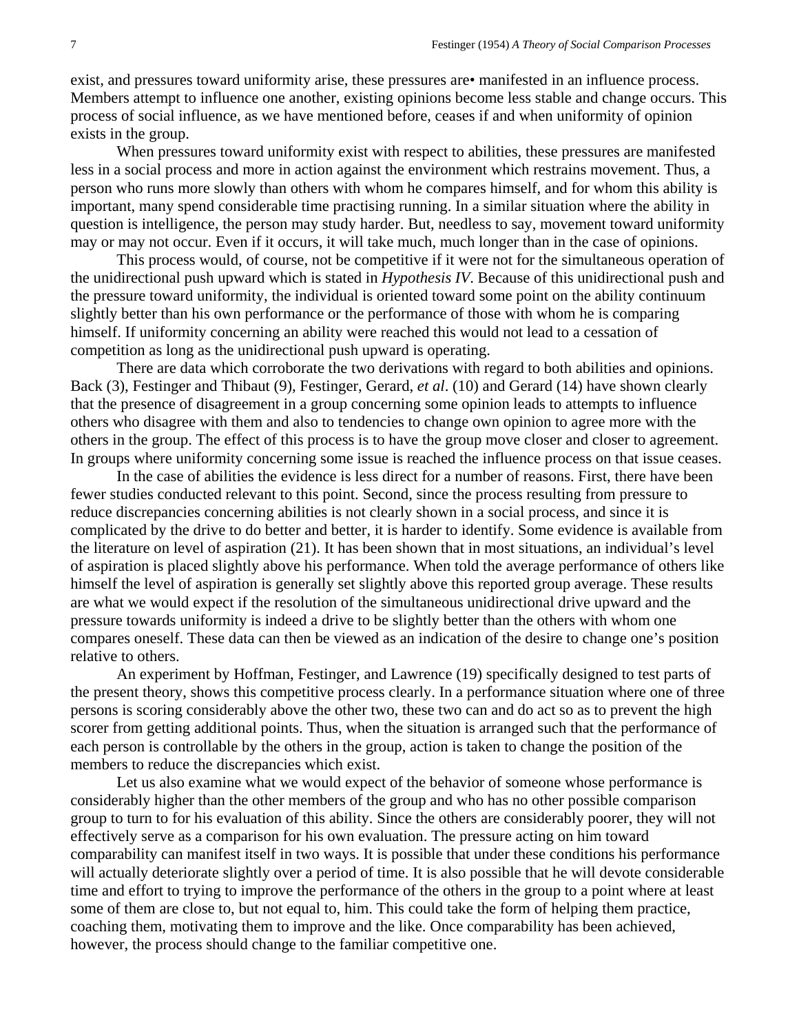exist, and pressures toward uniformity arise, these pressures are• manifested in an influence process. Members attempt to influence one another, existing opinions become less stable and change occurs. This process of social influence, as we have mentioned before, ceases if and when uniformity of opinion exists in the group.

When pressures toward uniformity exist with respect to abilities, these pressures are manifested less in a social process and more in action against the environment which restrains movement. Thus, a person who runs more slowly than others with whom he compares himself, and for whom this ability is important, many spend considerable time practising running. In a similar situation where the ability in question is intelligence, the person may study harder. But, needless to say, movement toward uniformity may or may not occur. Even if it occurs, it will take much, much longer than in the case of opinions.

This process would, of course, not be competitive if it were not for the simultaneous operation of the unidirectional push upward which is stated in *Hypothesis IV*. Because of this unidirectional push and the pressure toward uniformity, the individual is oriented toward some point on the ability continuum slightly better than his own performance or the performance of those with whom he is comparing himself. If uniformity concerning an ability were reached this would not lead to a cessation of competition as long as the unidirectional push upward is operating.

There are data which corroborate the two derivations with regard to both abilities and opinions. Back (3), Festinger and Thibaut (9), Festinger, Gerard, *et al*. (10) and Gerard (14) have shown clearly that the presence of disagreement in a group concerning some opinion leads to attempts to influence others who disagree with them and also to tendencies to change own opinion to agree more with the others in the group. The effect of this process is to have the group move closer and closer to agreement. In groups where uniformity concerning some issue is reached the influence process on that issue ceases.

In the case of abilities the evidence is less direct for a number of reasons. First, there have been fewer studies conducted relevant to this point. Second, since the process resulting from pressure to reduce discrepancies concerning abilities is not clearly shown in a social process, and since it is complicated by the drive to do better and better, it is harder to identify. Some evidence is available from the literature on level of aspiration (21). It has been shown that in most situations, an individual's level of aspiration is placed slightly above his performance. When told the average performance of others like himself the level of aspiration is generally set slightly above this reported group average. These results are what we would expect if the resolution of the simultaneous unidirectional drive upward and the pressure towards uniformity is indeed a drive to be slightly better than the others with whom one compares oneself. These data can then be viewed as an indication of the desire to change one's position relative to others.

An experiment by Hoffman, Festinger, and Lawrence (19) specifically designed to test parts of the present theory, shows this competitive process clearly. In a performance situation where one of three persons is scoring considerably above the other two, these two can and do act so as to prevent the high scorer from getting additional points. Thus, when the situation is arranged such that the performance of each person is controllable by the others in the group, action is taken to change the position of the members to reduce the discrepancies which exist.

Let us also examine what we would expect of the behavior of someone whose performance is considerably higher than the other members of the group and who has no other possible comparison group to turn to for his evaluation of this ability. Since the others are considerably poorer, they will not effectively serve as a comparison for his own evaluation. The pressure acting on him toward comparability can manifest itself in two ways. It is possible that under these conditions his performance will actually deteriorate slightly over a period of time. It is also possible that he will devote considerable time and effort to trying to improve the performance of the others in the group to a point where at least some of them are close to, but not equal to, him. This could take the form of helping them practice, coaching them, motivating them to improve and the like. Once comparability has been achieved, however, the process should change to the familiar competitive one.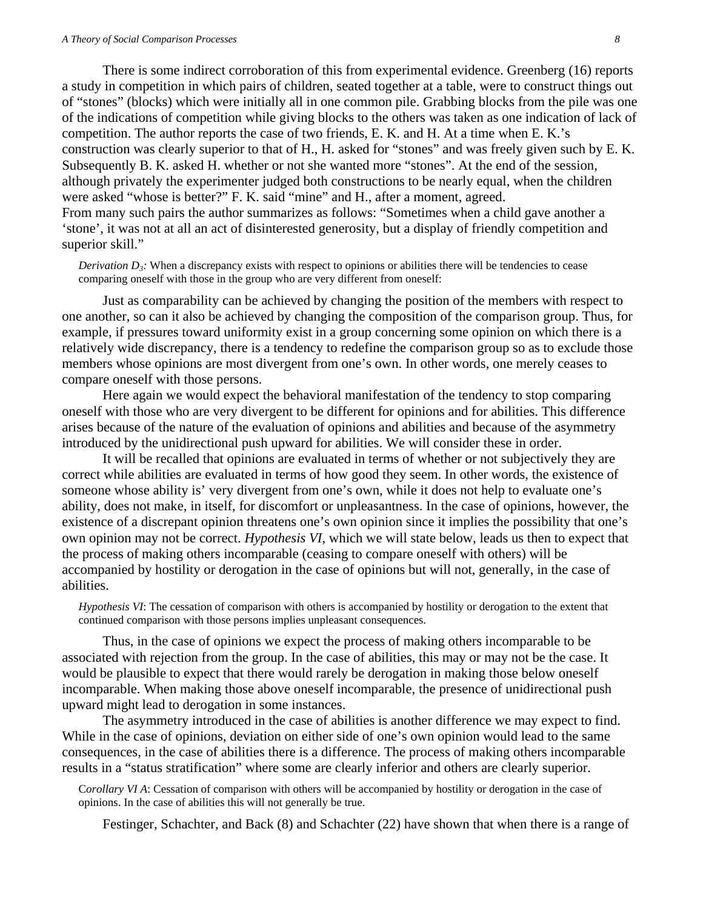There is some indirect corroboration of this from experimental evidence. Greenberg (16) reports a study in competition in which pairs of children, seated together at a table, were to construct things out of "stones" (blocks) which were initially all in one common pile. Grabbing blocks from the pile was one of the indications of competition while giving blocks to the others was taken as one indication of lack of competition. The author reports the case of two friends, E. K. and H. At a time when E. K.'s construction was clearly superior to that of H., H. asked for "stones" and was freely given such by E. K. Subsequently B. K. asked H. whether or not she wanted more "stones". At the end of the session, although privately the experimenter judged both constructions to be nearly equal, when the children were asked "whose is better?" F. K. said "mine" and H., after a moment, agreed.
From many such pairs the author summarizes as follows: "Sometimes when a child gave another a 'stone', it was not at all an act of disinterested generosity, but a display of friendly competition and superior skill."

*Derivation $D_3$:* When a discrepancy exists with respect to opinions or abilities there will be tendencies to cease comparing oneself with those in the group who are very different from oneself:

Just as comparability can be achieved by changing the position of the members with respect to one another, so can it also be achieved by changing the composition of the comparison group. Thus, for example, if pressures toward uniformity exist in a group concerning some opinion on which there is a relatively wide discrepancy, there is a tendency to redefine the comparison group so as to exclude those members whose opinions are most divergent from one's own. In other words, one merely ceases to compare oneself with those persons.

Here again we would expect the behavioral manifestation of the tendency to stop comparing oneself with those who are very divergent to be different for opinions and for abilities. This difference arises because of the nature of the evaluation of opinions and abilities and because of the asymmetry introduced by the unidirectional push upward for abilities. We will consider these in order.

It will be recalled that opinions are evaluated in terms of whether or not subjectively they are correct while abilities are evaluated in terms of how good they seem. In other words, the existence of someone whose ability is' very divergent from one's own, while it does not help to evaluate one's ability, does not make, in itself, for discomfort or unpleasantness. In the case of opinions, however, the existence of a discrepant opinion threatens one's own opinion since it implies the possibility that one's own opinion may not be correct. *Hypothesis VI*, which we will state below, leads us then to expect that the process of making others incomparable (ceasing to compare oneself with others) will be accompanied by hostility or derogation in the case of opinions but will not, generally, in the case of abilities.

*Hypothesis VI*: The cessation of comparison with others is accompanied by hostility or derogation to the extent that continued comparison with those persons implies unpleasant consequences.

Thus, in the case of opinions we expect the process of making others incomparable to be associated with rejection from the group. In the case of abilities, this may or may not be the case. It would be plausible to expect that there would rarely be derogation in making those below oneself incomparable. When making those above oneself incomparable, the presence of unidirectional push upward might lead to derogation in some instances.

The asymmetry introduced in the case of abilities is another difference we may expect to find. While in the case of opinions, deviation on either side of one's own opinion would lead to the same consequences, in the case of abilities there is a difference. The process of making others incomparable results in a "status stratification" where some are clearly inferior and others are clearly superior.

C*orollary VI A*: Cessation of comparison with others will be accompanied by hostility or derogation in the case of opinions. In the case of abilities this will not generally be true.

Festinger, Schachter, and Back (8) and Schachter (22) have shown that when there is a range of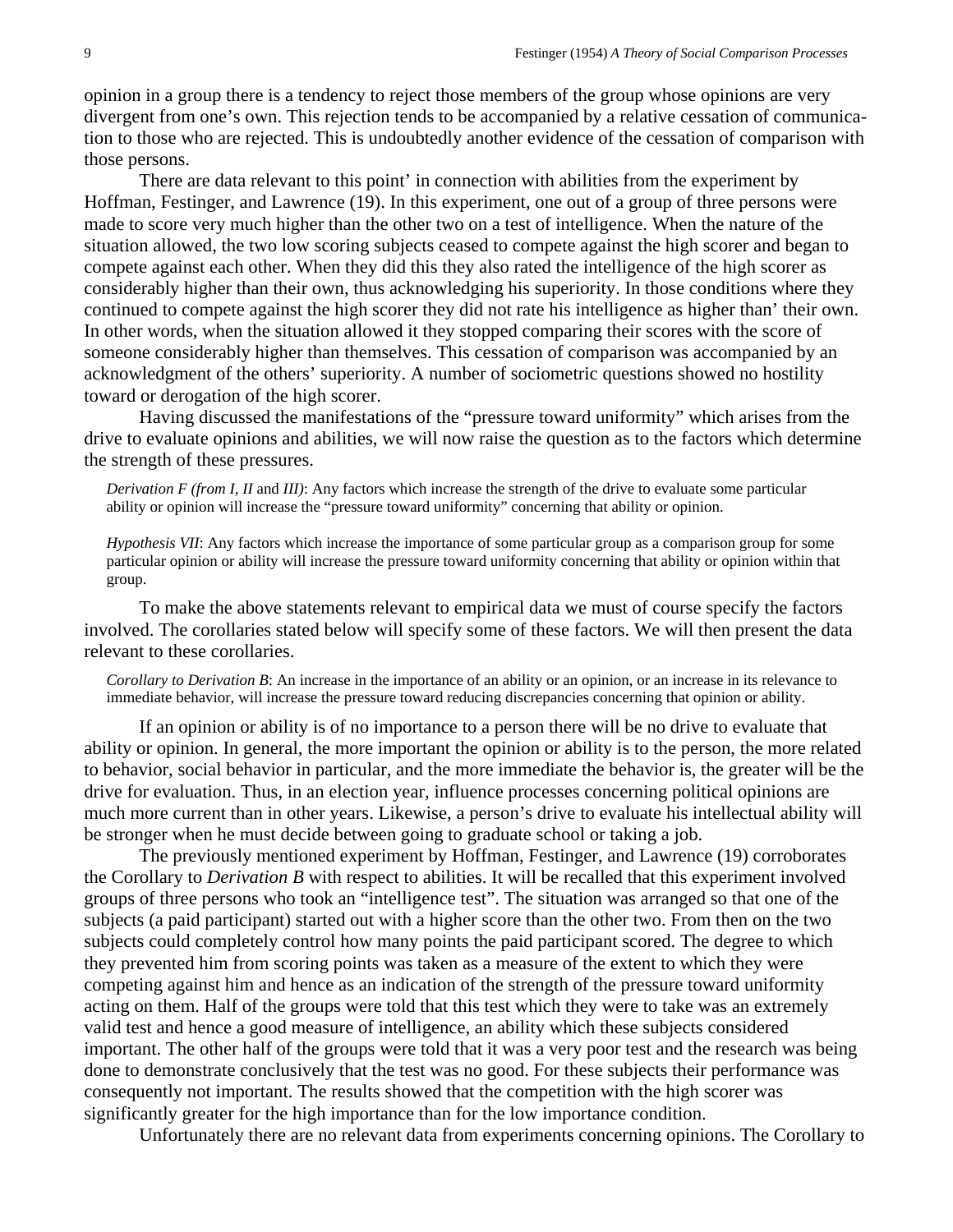opinion in a group there is a tendency to reject those members of the group whose opinions are very divergent from one's own. This rejection tends to be accompanied by a relative cessation of communication to those who are rejected. This is undoubtedly another evidence of the cessation of comparison with those persons.

There are data relevant to this point' in connection with abilities from the experiment by Hoffman, Festinger, and Lawrence (19). In this experiment, one out of a group of three persons were made to score very much higher than the other two on a test of intelligence. When the nature of the situation allowed, the two low scoring subjects ceased to compete against the high scorer and began to compete against each other. When they did this they also rated the intelligence of the high scorer as considerably higher than their own, thus acknowledging his superiority. In those conditions where they continued to compete against the high scorer they did not rate his intelligence as higher than' their own. In other words, when the situation allowed it they stopped comparing their scores with the score of someone considerably higher than themselves. This cessation of comparison was accompanied by an acknowledgment of the others' superiority. A number of sociometric questions showed no hostility toward or derogation of the high scorer.

Having discussed the manifestations of the "pressure toward uniformity" which arises from the drive to evaluate opinions and abilities, we will now raise the question as to the factors which determine the strength of these pressures.

> *Derivation F (from I, II* and *III)*: Any factors which increase the strength of the drive to evaluate some particular ability or opinion will increase the "pressure toward uniformity" concerning that ability or opinion.

> *Hypothesis VII*: Any factors which increase the importance of some particular group as a comparison group for some particular opinion or ability will increase the pressure toward uniformity concerning that ability or opinion within that group.

To make the above statements relevant to empirical data we must of course specify the factors involved. The corollaries stated below will specify some of these factors. We will then present the data relevant to these corollaries.

> *Corollary to Derivation B*: An increase in the importance of an ability or an opinion, or an increase in its relevance to immediate behavior, will increase the pressure toward reducing discrepancies concerning that opinion or ability.

If an opinion or ability is of no importance to a person there will be no drive to evaluate that ability or opinion. In general, the more important the opinion or ability is to the person, the more related to behavior, social behavior in particular, and the more immediate the behavior is, the greater will be the drive for evaluation. Thus, in an election year, influence processes concerning political opinions are much more current than in other years. Likewise, a person's drive to evaluate his intellectual ability will be stronger when he must decide between going to graduate school or taking a job.

The previously mentioned experiment by Hoffman, Festinger, and Lawrence (19) corroborates the Corollary to *Derivation B* with respect to abilities. It will be recalled that this experiment involved groups of three persons who took an "intelligence test". The situation was arranged so that one of the subjects (a paid participant) started out with a higher score than the other two. From then on the two subjects could completely control how many points the paid participant scored. The degree to which they prevented him from scoring points was taken as a measure of the extent to which they were competing against him and hence as an indication of the strength of the pressure toward uniformity acting on them. Half of the groups were told that this test which they were to take was an extremely valid test and hence a good measure of intelligence, an ability which these subjects considered important. The other half of the groups were told that it was a very poor test and the research was being done to demonstrate conclusively that the test was no good. For these subjects their performance was consequently not important. The results showed that the competition with the high scorer was significantly greater for the high importance than for the low importance condition.

Unfortunately there are no relevant data from experiments concerning opinions. The Corollary to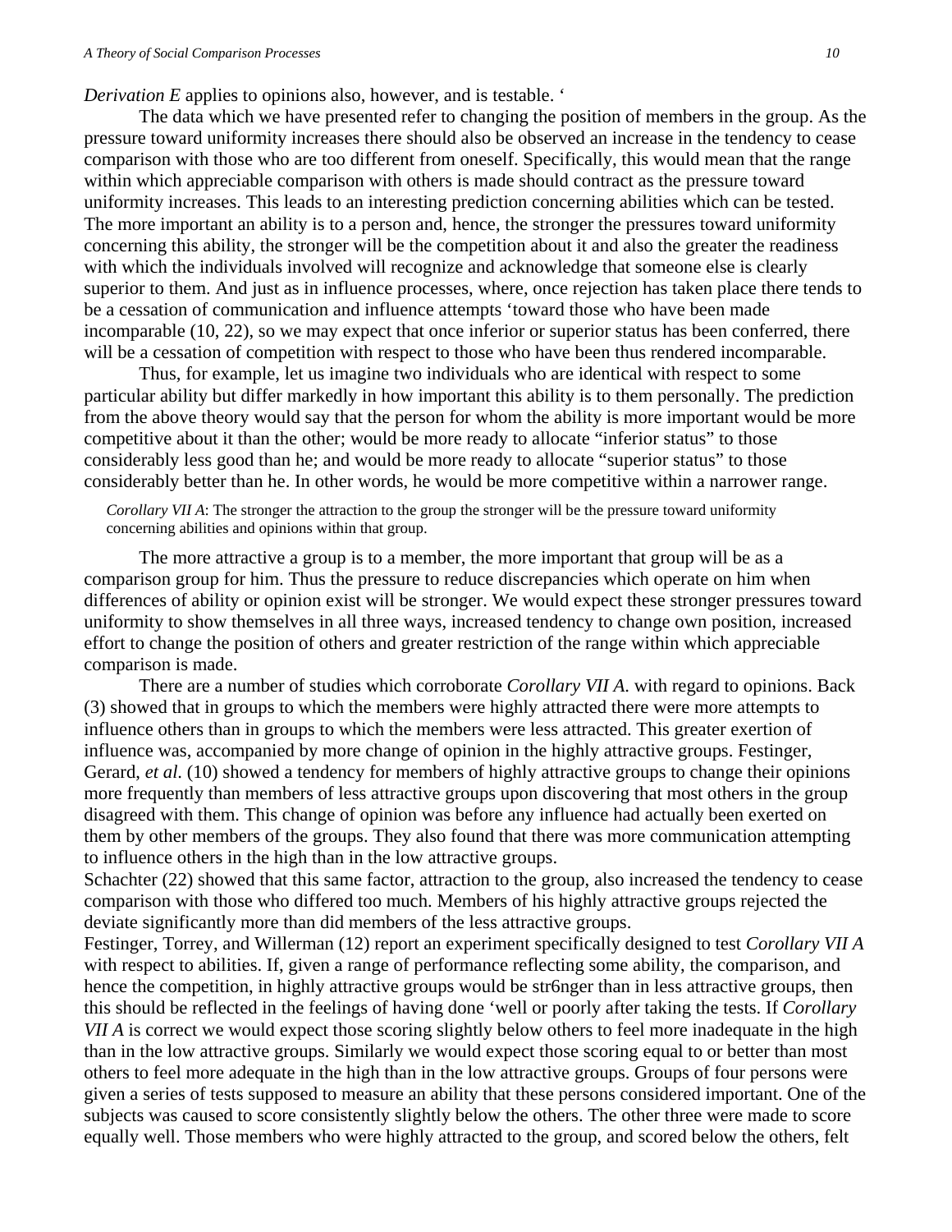*Derivation E* applies to opinions also, however, and is testable. '

The data which we have presented refer to changing the position of members in the group. As the pressure toward uniformity increases there should also be observed an increase in the tendency to cease comparison with those who are too different from oneself. Specifically, this would mean that the range within which appreciable comparison with others is made should contract as the pressure toward uniformity increases. This leads to an interesting prediction concerning abilities which can be tested. The more important an ability is to a person and, hence, the stronger the pressures toward uniformity concerning this ability, the stronger will be the competition about it and also the greater the readiness with which the individuals involved will recognize and acknowledge that someone else is clearly superior to them. And just as in influence processes, where, once rejection has taken place there tends to be a cessation of communication and influence attempts 'toward those who have been made incomparable (10, 22), so we may expect that once inferior or superior status has been conferred, there will be a cessation of competition with respect to those who have been thus rendered incomparable.

Thus, for example, let us imagine two individuals who are identical with respect to some particular ability but differ markedly in how important this ability is to them personally. The prediction from the above theory would say that the person for whom the ability is more important would be more competitive about it than the other; would be more ready to allocate "inferior status" to those considerably less good than he; and would be more ready to allocate "superior status" to those considerably better than he. In other words, he would be more competitive within a narrower range.

*Corollary VII A*: The stronger the attraction to the group the stronger will be the pressure toward uniformity concerning abilities and opinions within that group.

The more attractive a group is to a member, the more important that group will be as a comparison group for him. Thus the pressure to reduce discrepancies which operate on him when differences of ability or opinion exist will be stronger. We would expect these stronger pressures toward uniformity to show themselves in all three ways, increased tendency to change own position, increased effort to change the position of others and greater restriction of the range within which appreciable comparison is made.

There are a number of studies which corroborate *Corollary VII A.* with regard to opinions. Back (3) showed that in groups to which the members were highly attracted there were more attempts to influence others than in groups to which the members were less attracted. This greater exertion of influence was, accompanied by more change of opinion in the highly attractive groups. Festinger, Gerard, *et al.* (10) showed a tendency for members of highly attractive groups to change their opinions more frequently than members of less attractive groups upon discovering that most others in the group disagreed with them. This change of opinion was before any influence had actually been exerted on them by other members of the groups. They also found that there was more communication attempting to influence others in the high than in the low attractive groups.

Schachter (22) showed that this same factor, attraction to the group, also increased the tendency to cease comparison with those who differed too much. Members of his highly attractive groups rejected the deviate significantly more than did members of the less attractive groups.

Festinger, Torrey, and Willerman (12) report an experiment specifically designed to test *Corollary VII A* with respect to abilities. If, given a range of performance reflecting some ability, the comparison, and hence the competition, in highly attractive groups would be str6nger than in less attractive groups, then this should be reflected in the feelings of having done 'well or poorly after taking the tests. If *Corollary VII A* is correct we would expect those scoring slightly below others to feel more inadequate in the high than in the low attractive groups. Similarly we would expect those scoring equal to or better than most others to feel more adequate in the high than in the low attractive groups. Groups of four persons were given a series of tests supposed to measure an ability that these persons considered important. One of the subjects was caused to score consistently slightly below the others. The other three were made to score equally well. Those members who were highly attracted to the group, and scored below the others, felt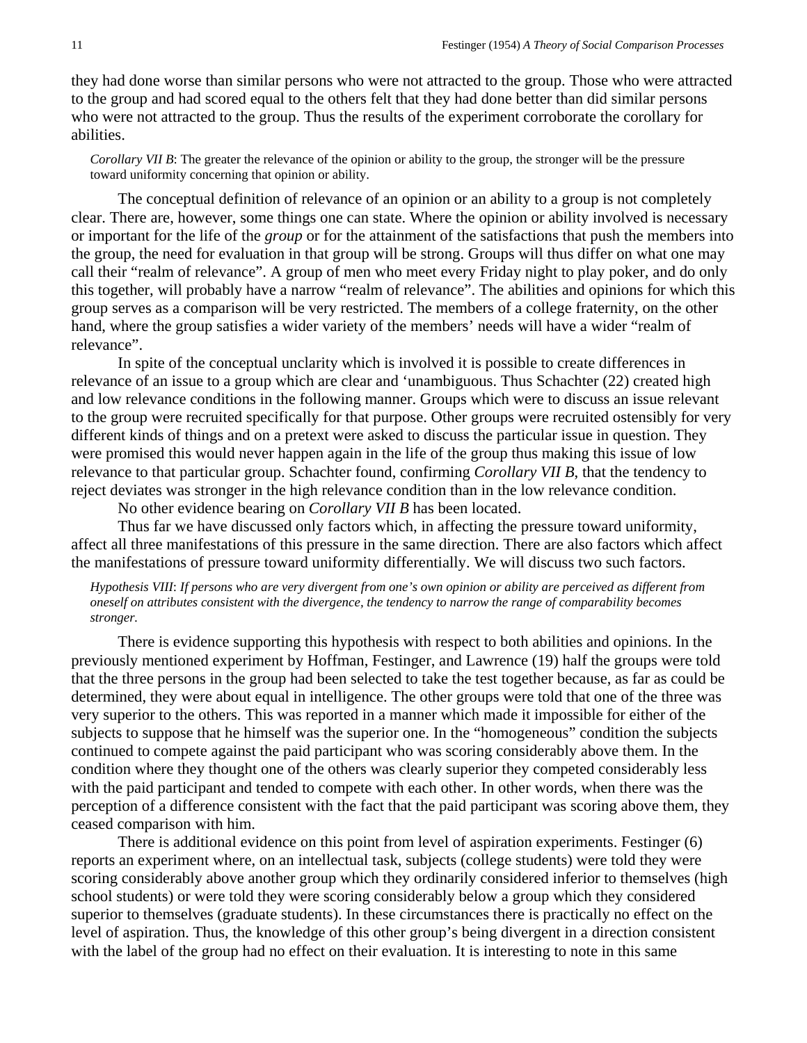they had done worse than similar persons who were not attracted to the group. Those who were attracted to the group and had scored equal to the others felt that they had done better than did similar persons who were not attracted to the group. Thus the results of the experiment corroborate the corollary for abilities.

*Corollary VII B*: The greater the relevance of the opinion or ability to the group, the stronger will be the pressure toward uniformity concerning that opinion or ability.

The conceptual definition of relevance of an opinion or an ability to a group is not completely clear. There are, however, some things one can state. Where the opinion or ability involved is necessary or important for the life of the *group* or for the attainment of the satisfactions that push the members into the group, the need for evaluation in that group will be strong. Groups will thus differ on what one may call their "realm of relevance". A group of men who meet every Friday night to play poker, and do only this together, will probably have a narrow "realm of relevance". The abilities and opinions for which this group serves as a comparison will be very restricted. The members of a college fraternity, on the other hand, where the group satisfies a wider variety of the members' needs will have a wider "realm of relevance".

In spite of the conceptual unclarity which is involved it is possible to create differences in relevance of an issue to a group which are clear and 'unambiguous. Thus Schachter (22) created high and low relevance conditions in the following manner. Groups which were to discuss an issue relevant to the group were recruited specifically for that purpose. Other groups were recruited ostensibly for very different kinds of things and on a pretext were asked to discuss the particular issue in question. They were promised this would never happen again in the life of the group thus making this issue of low relevance to that particular group. Schachter found, confirming *Corollary VII B*, that the tendency to reject deviates was stronger in the high relevance condition than in the low relevance condition.

No other evidence bearing on *Corollary VII B* has been located.

Thus far we have discussed only factors which, in affecting the pressure toward uniformity, affect all three manifestations of this pressure in the same direction. There are also factors which affect the manifestations of pressure toward uniformity differentially. We will discuss two such factors.

*Hypothesis VIII*: *If persons who are very divergent from one's own opinion or ability are perceived as different from oneself on attributes consistent with the divergence, the tendency to narrow the range of comparability becomes stronger.*

There is evidence supporting this hypothesis with respect to both abilities and opinions. In the previously mentioned experiment by Hoffman, Festinger, and Lawrence (19) half the groups were told that the three persons in the group had been selected to take the test together because, as far as could be determined, they were about equal in intelligence. The other groups were told that one of the three was very superior to the others. This was reported in a manner which made it impossible for either of the subjects to suppose that he himself was the superior one. In the "homogeneous" condition the subjects continued to compete against the paid participant who was scoring considerably above them. In the condition where they thought one of the others was clearly superior they competed considerably less with the paid participant and tended to compete with each other. In other words, when there was the perception of a difference consistent with the fact that the paid participant was scoring above them, they ceased comparison with him.

There is additional evidence on this point from level of aspiration experiments. Festinger (6) reports an experiment where, on an intellectual task, subjects (college students) were told they were scoring considerably above another group which they ordinarily considered inferior to themselves (high school students) or were told they were scoring considerably below a group which they considered superior to themselves (graduate students). In these circumstances there is practically no effect on the level of aspiration. Thus, the knowledge of this other group's being divergent in a direction consistent with the label of the group had no effect on their evaluation. It is interesting to note in this same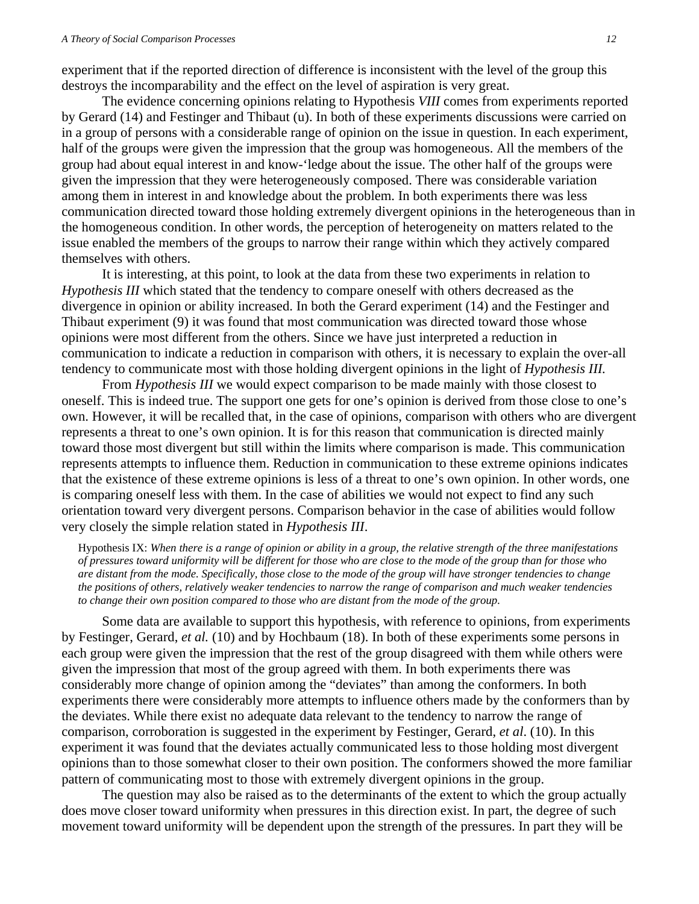experiment that if the reported direction of difference is inconsistent with the level of the group this destroys the incomparability and the effect on the level of aspiration is very great.

The evidence concerning opinions relating to Hypothesis *VIII* comes from experiments reported by Gerard (14) and Festinger and Thibaut (u). In both of these experiments discussions were carried on in a group of persons with a considerable range of opinion on the issue in question. In each experiment, half of the groups were given the impression that the group was homogeneous. All the members of the group had about equal interest in and know-'ledge about the issue. The other half of the groups were given the impression that they were heterogeneously composed. There was considerable variation among them in interest in and knowledge about the problem. In both experiments there was less communication directed toward those holding extremely divergent opinions in the heterogeneous than in the homogeneous condition. In other words, the perception of heterogeneity on matters related to the issue enabled the members of the groups to narrow their range within which they actively compared themselves with others.

It is interesting, at this point, to look at the data from these two experiments in relation to *Hypothesis III* which stated that the tendency to compare oneself with others decreased as the divergence in opinion or ability increased. In both the Gerard experiment (14) and the Festinger and Thibaut experiment (9) it was found that most communication was directed toward those whose opinions were most different from the others. Since we have just interpreted a reduction in communication to indicate a reduction in comparison with others, it is necessary to explain the over-all tendency to communicate most with those holding divergent opinions in the light of *Hypothesis III.*

From *Hypothesis III* we would expect comparison to be made mainly with those closest to oneself. This is indeed true. The support one gets for one's opinion is derived from those close to one's own. However, it will be recalled that, in the case of opinions, comparison with others who are divergent represents a threat to one's own opinion. It is for this reason that communication is directed mainly toward those most divergent but still within the limits where comparison is made. This communication represents attempts to influence them. Reduction in communication to these extreme opinions indicates that the existence of these extreme opinions is less of a threat to one's own opinion. In other words, one is comparing oneself less with them. In the case of abilities we would not expect to find any such orientation toward very divergent persons. Comparison behavior in the case of abilities would follow very closely the simple relation stated in *Hypothesis III*.

Hypothesis IX: *When there is a range of opinion or ability in a group, the relative strength of the three manifestations of pressures toward uniformity will be different for those who are close to the mode of the group than for those who are distant from the mode. Specifically, those close to the mode of the group will have stronger tendencies to change the positions of others, relatively weaker tendencies to narrow the range of comparison and much weaker tendencies to change their own position compared to those who are distant from the mode of the group.*

Some data are available to support this hypothesis, with reference to opinions, from experiments by Festinger, Gerard, *et al.* (10) and by Hochbaum (18). In both of these experiments some persons in each group were given the impression that the rest of the group disagreed with them while others were given the impression that most of the group agreed with them. In both experiments there was considerably more change of opinion among the "deviates" than among the conformers. In both experiments there were considerably more attempts to influence others made by the conformers than by the deviates. While there exist no adequate data relevant to the tendency to narrow the range of comparison, corroboration is suggested in the experiment by Festinger, Gerard, *et al*. (10). In this experiment it was found that the deviates actually communicated less to those holding most divergent opinions than to those somewhat closer to their own position. The conformers showed the more familiar pattern of communicating most to those with extremely divergent opinions in the group.

The question may also be raised as to the determinants of the extent to which the group actually does move closer toward uniformity when pressures in this direction exist. In part, the degree of such movement toward uniformity will be dependent upon the strength of the pressures. In part they will be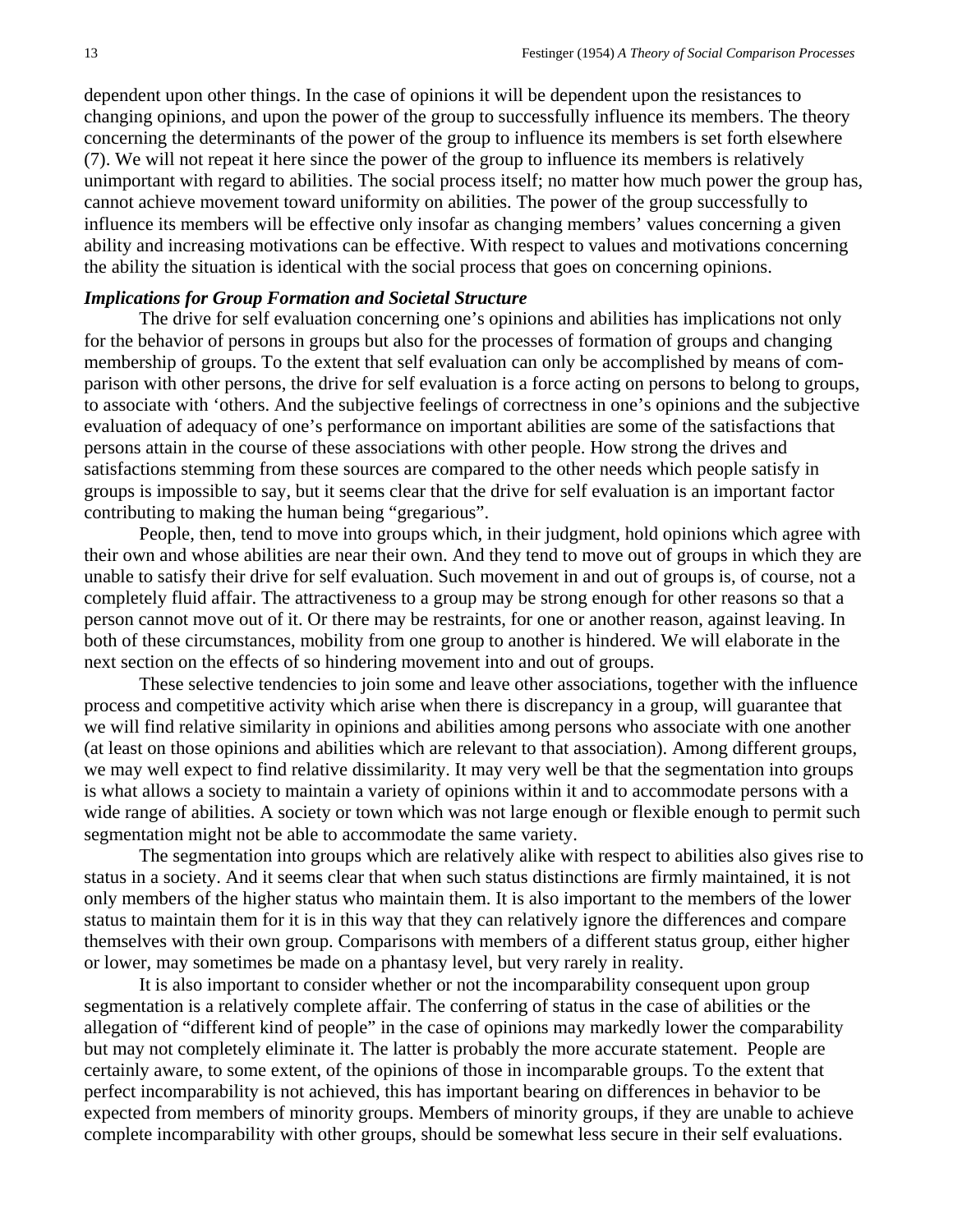dependent upon other things. In the case of opinions it will be dependent upon the resistances to changing opinions, and upon the power of the group to successfully influence its members. The theory concerning the determinants of the power of the group to influence its members is set forth elsewhere (7). We will not repeat it here since the power of the group to influence its members is relatively unimportant with regard to abilities. The social process itself; no matter how much power the group has, cannot achieve movement toward uniformity on abilities. The power of the group successfully to influence its members will be effective only insofar as changing members' values concerning a given ability and increasing motivations can be effective. With respect to values and motivations concerning the ability the situation is identical with the social process that goes on concerning opinions.

### *Implications for Group Formation and Societal Structure*

The drive for self evaluation concerning one's opinions and abilities has implications not only for the behavior of persons in groups but also for the processes of formation of groups and changing membership of groups. To the extent that self evaluation can only be accomplished by means of comparison with other persons, the drive for self evaluation is a force acting on persons to belong to groups, to associate with 'others. And the subjective feelings of correctness in one's opinions and the subjective evaluation of adequacy of one's performance on important abilities are some of the satisfactions that persons attain in the course of these associations with other people. How strong the drives and satisfactions stemming from these sources are compared to the other needs which people satisfy in groups is impossible to say, but it seems clear that the drive for self evaluation is an important factor contributing to making the human being "gregarious".

People, then, tend to move into groups which, in their judgment, hold opinions which agree with their own and whose abilities are near their own. And they tend to move out of groups in which they are unable to satisfy their drive for self evaluation. Such movement in and out of groups is, of course, not a completely fluid affair. The attractiveness to a group may be strong enough for other reasons so that a person cannot move out of it. Or there may be restraints, for one or another reason, against leaving. In both of these circumstances, mobility from one group to another is hindered. We will elaborate in the next section on the effects of so hindering movement into and out of groups.

These selective tendencies to join some and leave other associations, together with the influence process and competitive activity which arise when there is discrepancy in a group, will guarantee that we will find relative similarity in opinions and abilities among persons who associate with one another (at least on those opinions and abilities which are relevant to that association). Among different groups, we may well expect to find relative dissimilarity. It may very well be that the segmentation into groups is what allows a society to maintain a variety of opinions within it and to accommodate persons with a wide range of abilities. A society or town which was not large enough or flexible enough to permit such segmentation might not be able to accommodate the same variety.

The segmentation into groups which are relatively alike with respect to abilities also gives rise to status in a society. And it seems clear that when such status distinctions are firmly maintained, it is not only members of the higher status who maintain them. It is also important to the members of the lower status to maintain them for it is in this way that they can relatively ignore the differences and compare themselves with their own group. Comparisons with members of a different status group, either higher or lower, may sometimes be made on a phantasy level, but very rarely in reality.

It is also important to consider whether or not the incomparability consequent upon group segmentation is a relatively complete affair. The conferring of status in the case of abilities or the allegation of "different kind of people" in the case of opinions may markedly lower the comparability but may not completely eliminate it. The latter is probably the more accurate statement. People are certainly aware, to some extent, of the opinions of those in incomparable groups. To the extent that perfect incomparability is not achieved, this has important bearing on differences in behavior to be expected from members of minority groups. Members of minority groups, if they are unable to achieve complete incomparability with other groups, should be somewhat less secure in their self evaluations.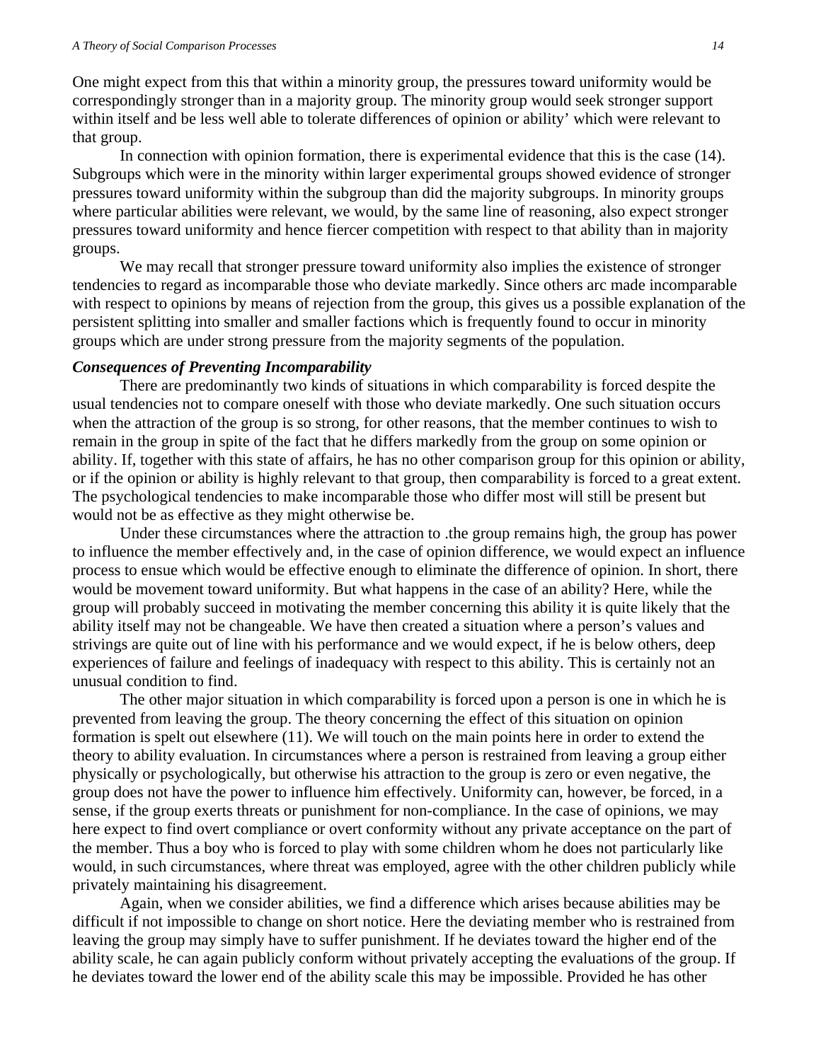One might expect from this that within a minority group, the pressures toward uniformity would be correspondingly stronger than in a majority group. The minority group would seek stronger support within itself and be less well able to tolerate differences of opinion or ability' which were relevant to that group.

In connection with opinion formation, there is experimental evidence that this is the case (14). Subgroups which were in the minority within larger experimental groups showed evidence of stronger pressures toward uniformity within the subgroup than did the majority subgroups. In minority groups where particular abilities were relevant, we would, by the same line of reasoning, also expect stronger pressures toward uniformity and hence fiercer competition with respect to that ability than in majority groups.

We may recall that stronger pressure toward uniformity also implies the existence of stronger tendencies to regard as incomparable those who deviate markedly. Since others arc made incomparable with respect to opinions by means of rejection from the group, this gives us a possible explanation of the persistent splitting into smaller and smaller factions which is frequently found to occur in minority groups which are under strong pressure from the majority segments of the population.

### *Consequences of Preventing Incomparability*

There are predominantly two kinds of situations in which comparability is forced despite the usual tendencies not to compare oneself with those who deviate markedly. One such situation occurs when the attraction of the group is so strong, for other reasons, that the member continues to wish to remain in the group in spite of the fact that he differs markedly from the group on some opinion or ability. If, together with this state of affairs, he has no other comparison group for this opinion or ability, or if the opinion or ability is highly relevant to that group, then comparability is forced to a great extent. The psychological tendencies to make incomparable those who differ most will still be present but would not be as effective as they might otherwise be.

Under these circumstances where the attraction to .the group remains high, the group has power to influence the member effectively and, in the case of opinion difference, we would expect an influence process to ensue which would be effective enough to eliminate the difference of opinion. In short, there would be movement toward uniformity. But what happens in the case of an ability? Here, while the group will probably succeed in motivating the member concerning this ability it is quite likely that the ability itself may not be changeable. We have then created a situation where a person's values and strivings are quite out of line with his performance and we would expect, if he is below others, deep experiences of failure and feelings of inadequacy with respect to this ability. This is certainly not an unusual condition to find.

The other major situation in which comparability is forced upon a person is one in which he is prevented from leaving the group. The theory concerning the effect of this situation on opinion formation is spelt out elsewhere (11). We will touch on the main points here in order to extend the theory to ability evaluation. In circumstances where a person is restrained from leaving a group either physically or psychologically, but otherwise his attraction to the group is zero or even negative, the group does not have the power to influence him effectively. Uniformity can, however, be forced, in a sense, if the group exerts threats or punishment for non-compliance. In the case of opinions, we may here expect to find overt compliance or overt conformity without any private acceptance on the part of the member. Thus a boy who is forced to play with some children whom he does not particularly like would, in such circumstances, where threat was employed, agree with the other children publicly while privately maintaining his disagreement.

Again, when we consider abilities, we find a difference which arises because abilities may be difficult if not impossible to change on short notice. Here the deviating member who is restrained from leaving the group may simply have to suffer punishment. If he deviates toward the higher end of the ability scale, he can again publicly conform without privately accepting the evaluations of the group. If he deviates toward the lower end of the ability scale this may be impossible. Provided he has other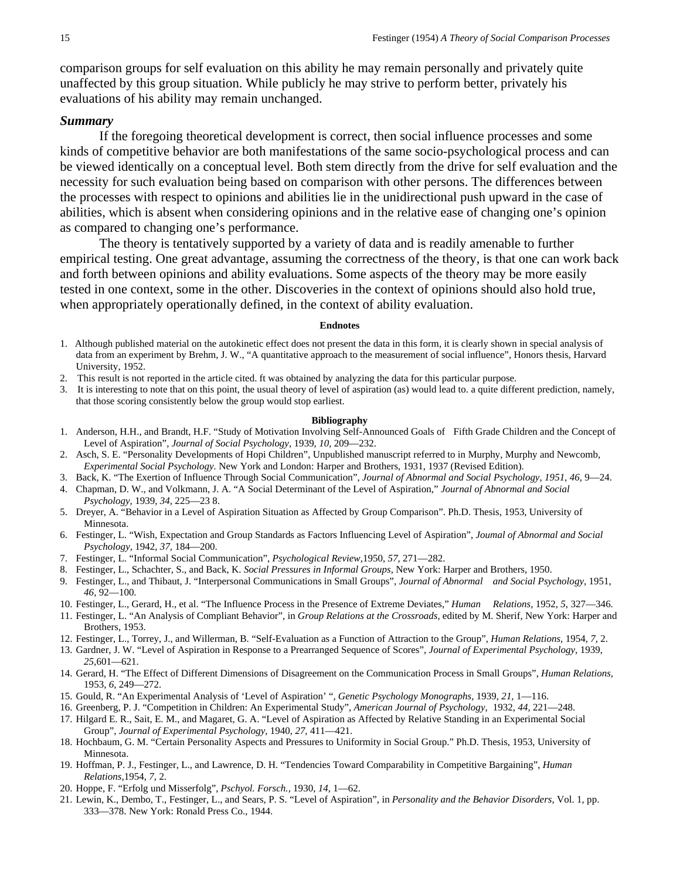comparison groups for self evaluation on this ability he may remain personally and privately quite unaffected by this group situation. While publicly he may strive to perform better, privately his evaluations of his ability may remain unchanged.

### *Summary*

If the foregoing theoretical development is correct, then social influence processes and some kinds of competitive behavior are both manifestations of the same socio-psychological process and can be viewed identically on a conceptual level. Both stem directly from the drive for self evaluation and the necessity for such evaluation being based on comparison with other persons. The differences between the processes with respect to opinions and abilities lie in the unidirectional push upward in the case of abilities, which is absent when considering opinions and in the relative ease of changing one's opinion as compared to changing one's performance.

The theory is tentatively supported by a variety of data and is readily amenable to further empirical testing. One great advantage, assuming the correctness of the theory, is that one can work back and forth between opinions and ability evaluations. Some aspects of the theory may be more easily tested in one context, some in the other. Discoveries in the context of opinions should also hold true, when appropriately operationally defined, in the context of ability evaluation.

#### Endnotes

1. Although published material on the autokinetic effect does not present the data in this form, it is clearly shown in special analysis of data from an experiment by Brehm, J. W., "A quantitative approach to the measurement of social influence", Honors thesis, Harvard University, 1952.
2. This result is not reported in the article cited. ft was obtained by analyzing the data for this particular purpose.
3. It is interesting to note that on this point, the usual theory of level of aspiration (as) would lead to. a quite different prediction, namely, that those scoring consistently below the group would stop earliest.

#### Bibliography

1. Anderson, H.H., and Brandt, H.F. "Study of Motivation Involving Self-Announced Goals of Fifth Grade Children and the Concept of Level of Aspiration", *Journal of Social Psychology,* 1939, *10,* 209—232.
2. Asch, S. E. "Personality Developments of Hopi Children", Unpublished manuscript referred to in Murphy, Murphy and Newcomb, *Experimental Social Psychology.* New York and London: Harper and Brothers, 1931, 1937 (Revised Edition).
3. Back, K. "The Exertion of Influence Through Social Communication", *Journal of Abnormal and Social Psychology, 1951, 46,* 9—24.
4. Chapman, D. W., and Volkmann, J. A. "A Social Determinant of the Level of Aspiration," *Journal of Abnormal and Social Psychology,* 1939, *34,* 225—23 8.
5. Dreyer, A. "Behavior in a Level of Aspiration Situation as Affected by Group Comparison". Ph.D. Thesis, 1953, University of Minnesota.
6. Festinger, L. "Wish, Expectation and Group Standards as Factors Influencing Level of Aspiration", *Joumal of Abnormal and Social Psychology,* 1942, *37,* 184—200.
7. Festinger, L. "Informal Social Communication", *Psychological Review,*1950, *57,* 271—282.
8. Festinger, L., Schachter, S., and Back, K. *Social Pressures in Informal Groups,* New York: Harper and Brothers, 1950.
9. Festinger, L., and Thibaut, J. "Interpersonal Communications in Small Groups", *Journal of Abnormal and Social Psychology,* 1951, *46,* 92—100.
10. Festinger, L., Gerard, H., et al. "The Influence Process in the Presence of Extreme Deviates," *Human Relations,* 1952, *5,* 327—346.
11. Festinger, L. "An Analysis of Compliant Behavior", in *Group Relations at the Crossroads,* edited by M. Sherif, New York: Harper and Brothers, 1953.
12. Festinger, L., Torrey, J., and Willerman, B. "Self-Evaluation as a Function of Attraction to the Group", *Human Relations,* 1954, *7,* 2.
13. Gardner, J. W. "Level of Aspiration in Response to a Prearranged Sequence of Scores", *Journal of Experimental Psychology,* 1939, *25,*601—621.
14. Gerard, H. "The Effect of Different Dimensions of Disagreement on the Communication Process in Small Groups", *Human Relations,* 1953, *6,* 249—272.
15. Gould, R. "An Experimental Analysis of 'Level of Aspiration' ", *Genetic Psychology Monographs,* 1939, *21,* 1—116.
16. Greenberg, P. J. "Competition in Children: An Experimental Study", *American Journal of Psychology,* 1932, *44,* 221—248.
17. Hilgard E. R., Sait, E. M., and Magaret, G. A. "Level of Aspiration as Affected by Relative Standing in an Experimental Social Group", *Journal of Experimental Psychology,* 1940, *27,* 411—421.
18. Hochbaum, G. M. "Certain Personality Aspects and Pressures to Uniformity in Social Group." Ph.D. Thesis, 1953, University of Minnesota.
19. Hoffman, P. J., Festinger, L., and Lawrence, D. H. "Tendencies Toward Comparability in Competitive Bargaining", *Human Relations,*1954, *7,* 2.
20. Hoppe, F. "Erfolg und Misserfolg", *Pschyol. Forsch.,* 1930, *14,* 1—62.
21. Lewin, K., Dembo, T., Festinger, L., and Sears, P. S. "Level of Aspiration", in *Personality and the Behavior Disorders,* Vol. 1, pp. 333—378. New York: Ronald Press Co., 1944.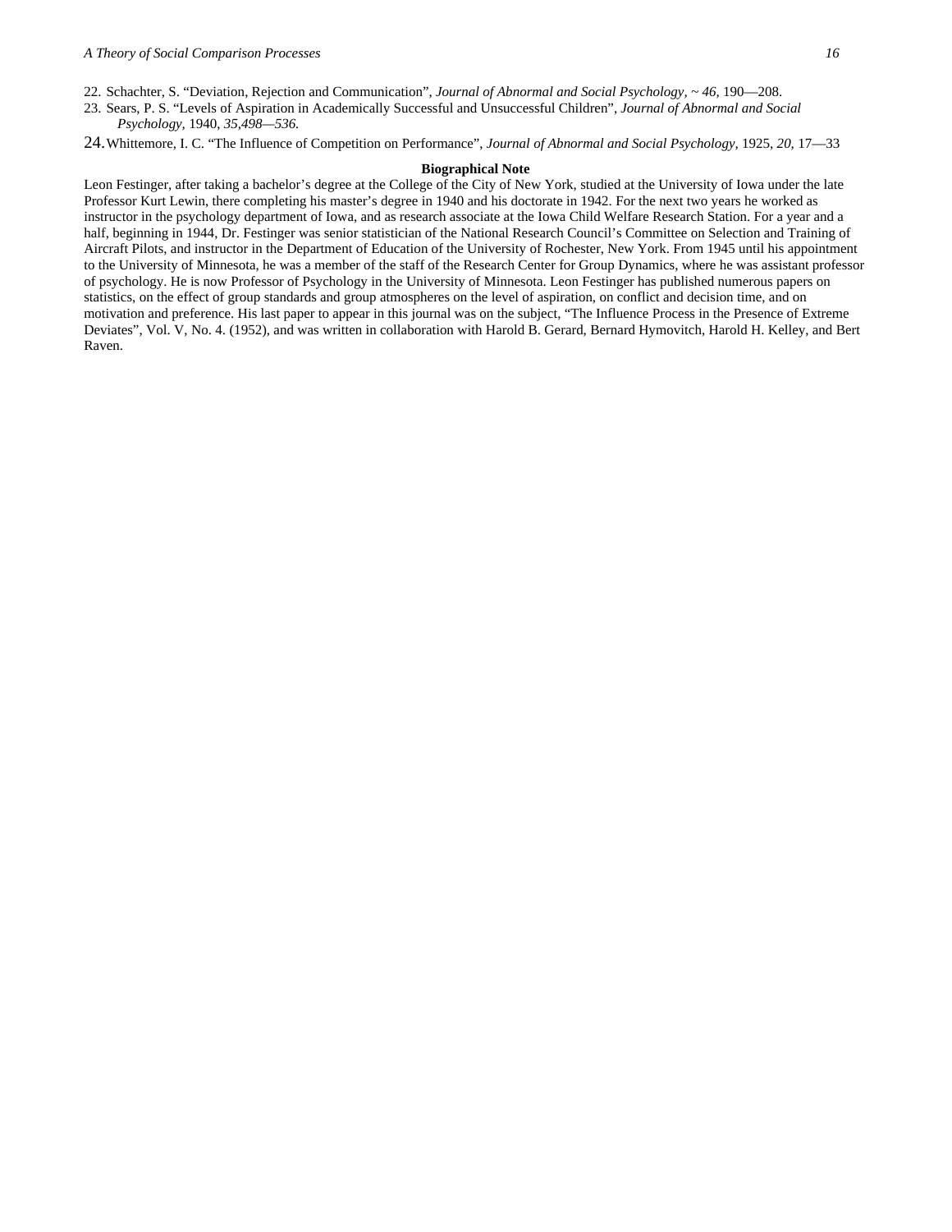22. Schachter, S. "Deviation, Rejection and Communication", *Journal of Abnormal and Social Psychology,* ~ *46,* 190—208.
23. Sears, P. S. "Levels of Aspiration in Academically Successful and Unsuccessful Children", *Journal of Abnormal and Social Psychology,* 1940, *35,498—536.*
24. Whittemore, I. C. "The Influence of Competition on Performance", *Journal of Abnormal and Social Psychology,* 1925, *20,* 17—33

**Biographical Note**

Leon Festinger, after taking a bachelor's degree at the College of the City of New York, studied at the University of Iowa under the late Professor Kurt Lewin, there completing his master's degree in 1940 and his doctorate in 1942. For the next two years he worked as instructor in the psychology department of Iowa, and as research associate at the Iowa Child Welfare Research Station. For a year and a half, beginning in 1944, Dr. Festinger was senior statistician of the National Research Council's Committee on Selection and Training of Aircraft Pilots, and instructor in the Department of Education of the University of Rochester, New York. From 1945 until his appointment to the University of Minnesota, he was a member of the staff of the Research Center for Group Dynamics, where he was assistant professor of psychology. He is now Professor of Psychology in the University of Minnesota. Leon Festinger has published numerous papers on statistics, on the effect of group standards and group atmospheres on the level of aspiration, on conflict and decision time, and on motivation and preference. His last paper to appear in this journal was on the subject, "The Influence Process in the Presence of Extreme Deviates", Vol. V, No. 4. (1952), and was written in collaboration with Harold B. Gerard, Bernard Hymovitch, Harold H. Kelley, and Bert Raven.